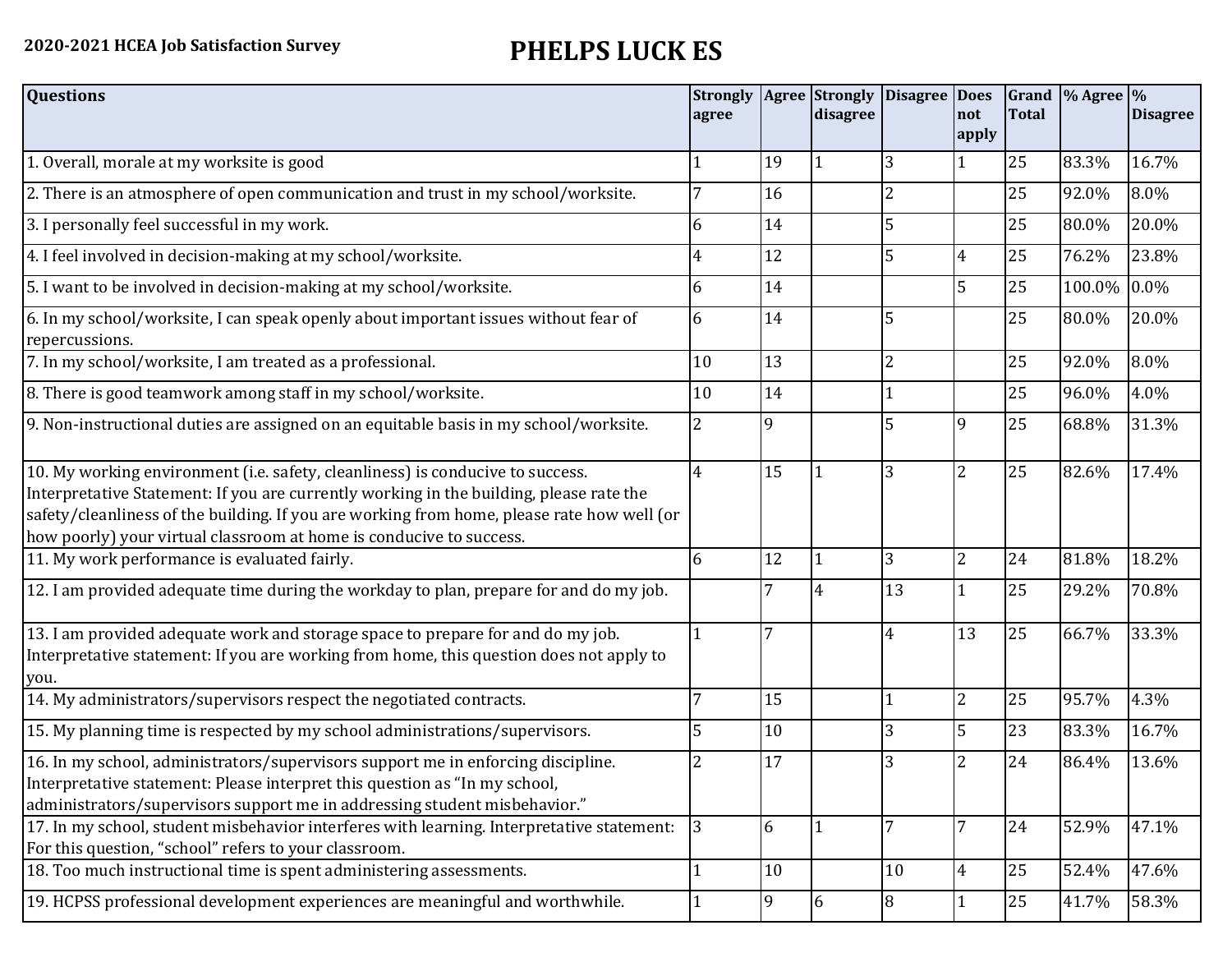**2020-2021 HCEA Job Satisfaction Survey**

# PHELPS LUCK ES

| Questions | Strongly agree | Agree | Strongly disagree | Disagree | Does not apply | Grand Total | % Agree | % Disagree |
|---|---|---|---|---|---|---|---|---|
| 1. Overall, morale at my worksite is good | 1 | 19 | 1 | 3 | 1 | 25 | 83.3% | 16.7% |
| 2. There is an atmosphere of open communication and trust in my school/worksite. | 7 | 16 | | 2 | | 25 | 92.0% | 8.0% |
| 3. I personally feel successful in my work. | 6 | 14 | | 5 | | 25 | 80.0% | 20.0% |
| 4. I feel involved in decision-making at my school/worksite. | 4 | 12 | | 5 | 4 | 25 | 76.2% | 23.8% |
| 5. I want to be involved in decision-making at my school/worksite. | 6 | 14 | | | 5 | 25 | 100.0% | 0.0% |
| 6. In my school/worksite, I can speak openly about important issues without fear of repercussions. | 6 | 14 | | 5 | | 25 | 80.0% | 20.0% |
| 7. In my school/worksite, I am treated as a professional. | 10 | 13 | | 2 | | 25 | 92.0% | 8.0% |
| 8. There is good teamwork among staff in my school/worksite. | 10 | 14 | | 1 | | 25 | 96.0% | 4.0% |
| 9. Non-instructional duties are assigned on an equitable basis in my school/worksite. | 2 | 9 | | 5 | 9 | 25 | 68.8% | 31.3% |
| 10. My working environment (i.e. safety, cleanliness) is conducive to success. Interpretative Statement: If you are currently working in the building, please rate the safety/cleanliness of the building. If you are working from home, please rate how well (or how poorly) your virtual classroom at home is conducive to success. | 4 | 15 | 1 | 3 | 2 | 25 | 82.6% | 17.4% |
| 11. My work performance is evaluated fairly. | 6 | 12 | 1 | 3 | 2 | 24 | 81.8% | 18.2% |
| 12. I am provided adequate time during the workday to plan, prepare for and do my job. | | 7 | 4 | 13 | 1 | 25 | 29.2% | 70.8% |
| 13. I am provided adequate work and storage space to prepare for and do my job. Interpretative statement: If you are working from home, this question does not apply to you. | 1 | 7 | | 4 | 13 | 25 | 66.7% | 33.3% |
| 14. My administrators/supervisors respect the negotiated contracts. | 7 | 15 | | 1 | 2 | 25 | 95.7% | 4.3% |
| 15. My planning time is respected by my school administrations/supervisors. | 5 | 10 | | 3 | 5 | 23 | 83.3% | 16.7% |
| 16. In my school, administrators/supervisors support me in enforcing discipline. Interpretative statement: Please interpret this question as "In my school, administrators/supervisors support me in addressing student misbehavior." | 2 | 17 | | 3 | 2 | 24 | 86.4% | 13.6% |
| 17. In my school, student misbehavior interferes with learning. Interpretative statement: For this question, "school" refers to your classroom. | 3 | 6 | 1 | 7 | 7 | 24 | 52.9% | 47.1% |
| 18. Too much instructional time is spent administering assessments. | 1 | 10 | | 10 | 4 | 25 | 52.4% | 47.6% |
| 19. HCPSS professional development experiences are meaningful and worthwhile. | 1 | 9 | 6 | 8 | 1 | 25 | 41.7% | 58.3% |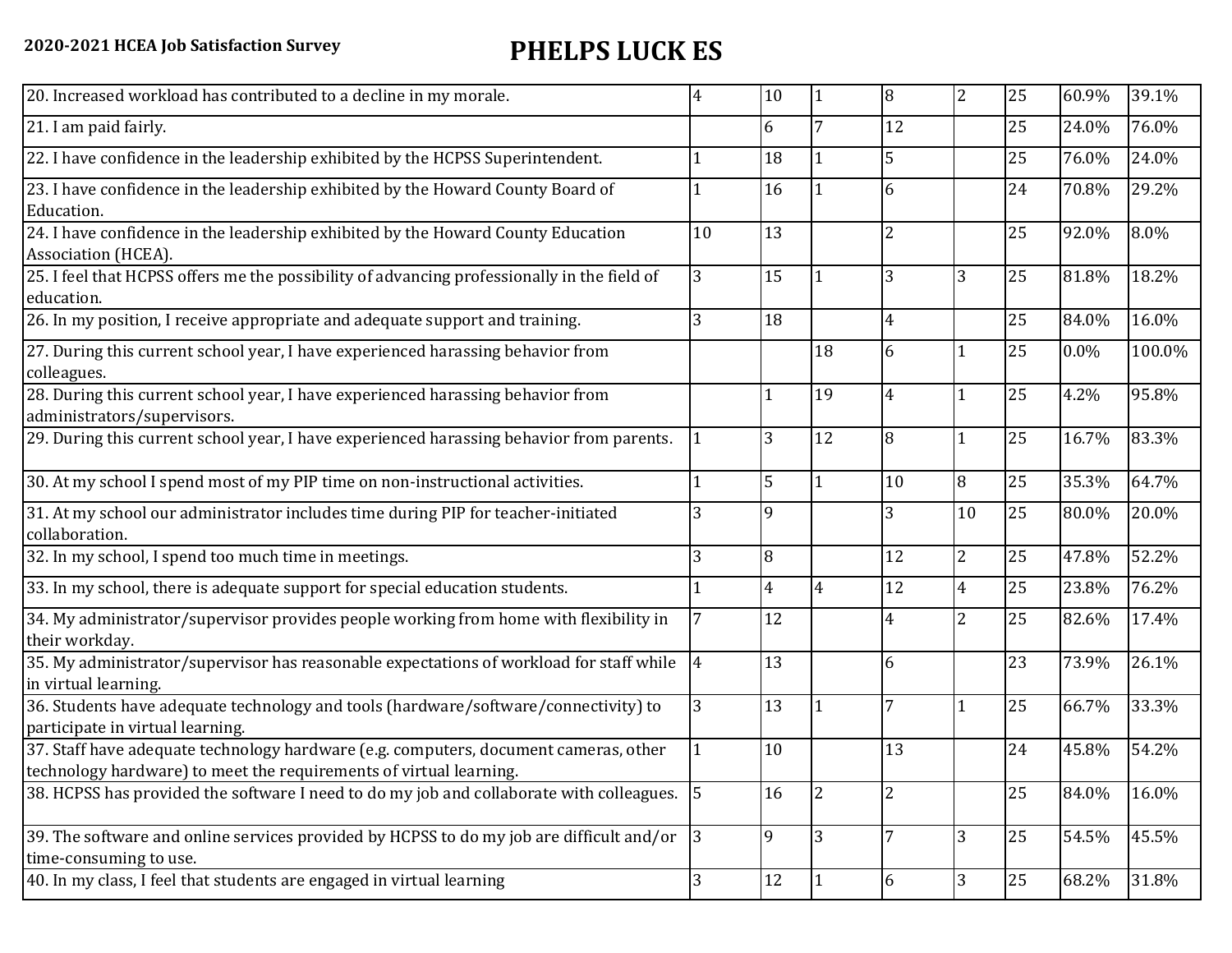**2020-2021 HCEA Job Satisfaction Survey**

# PHELPS LUCK ES

| | | | | | | | | |
|---|---|---|---|---|---|---|---|---|
| 20. Increased workload has contributed to a decline in my morale. | 4 | 10 | 1 | 8 | 2 | 25 | 60.9% | 39.1% |
| 21. I am paid fairly. | | 6 | 7 | 12 | | 25 | 24.0% | 76.0% |
| 22. I have confidence in the leadership exhibited by the HCPSS Superintendent. | 1 | 18 | 1 | 5 | | 25 | 76.0% | 24.0% |
| 23. I have confidence in the leadership exhibited by the Howard County Board of Education. | 1 | 16 | 1 | 6 | | 24 | 70.8% | 29.2% |
| 24. I have confidence in the leadership exhibited by the Howard County Education Association (HCEA). | 10 | 13 | | 2 | | 25 | 92.0% | 8.0% |
| 25. I feel that HCPSS offers me the possibility of advancing professionally in the field of education. | 3 | 15 | 1 | 3 | 3 | 25 | 81.8% | 18.2% |
| 26. In my position, I receive appropriate and adequate support and training. | 3 | 18 | | 4 | | 25 | 84.0% | 16.0% |
| 27. During this current school year, I have experienced harassing behavior from colleagues. | | | 18 | 6 | 1 | 25 | 0.0% | 100.0% |
| 28. During this current school year, I have experienced harassing behavior from administrators/supervisors. | | 1 | 19 | 4 | 1 | 25 | 4.2% | 95.8% |
| 29. During this current school year, I have experienced harassing behavior from parents. | 1 | 3 | 12 | 8 | 1 | 25 | 16.7% | 83.3% |
| 30. At my school I spend most of my PIP time on non-instructional activities. | 1 | 5 | 1 | 10 | 8 | 25 | 35.3% | 64.7% |
| 31. At my school our administrator includes time during PIP for teacher-initiated collaboration. | 3 | 9 | | 3 | 10 | 25 | 80.0% | 20.0% |
| 32. In my school, I spend too much time in meetings. | 3 | 8 | | 12 | 2 | 25 | 47.8% | 52.2% |
| 33. In my school, there is adequate support for special education students. | 1 | 4 | 4 | 12 | 4 | 25 | 23.8% | 76.2% |
| 34. My administrator/supervisor provides people working from home with flexibility in their workday. | 7 | 12 | | 4 | 2 | 25 | 82.6% | 17.4% |
| 35. My administrator/supervisor has reasonable expectations of workload for staff while in virtual learning. | 4 | 13 | | 6 | | 23 | 73.9% | 26.1% |
| 36. Students have adequate technology and tools (hardware/software/connectivity) to participate in virtual learning. | 3 | 13 | 1 | 7 | 1 | 25 | 66.7% | 33.3% |
| 37. Staff have adequate technology hardware (e.g. computers, document cameras, other technology hardware) to meet the requirements of virtual learning. | 1 | 10 | | 13 | | 24 | 45.8% | 54.2% |
| 38. HCPSS has provided the software I need to do my job and collaborate with colleagues. | 5 | 16 | 2 | 2 | | 25 | 84.0% | 16.0% |
| 39. The software and online services provided by HCPSS to do my job are difficult and/or time-consuming to use. | 3 | 9 | 3 | 7 | 3 | 25 | 54.5% | 45.5% |
| 40. In my class, I feel that students are engaged in virtual learning | 3 | 12 | 1 | 6 | 3 | 25 | 68.2% | 31.8% |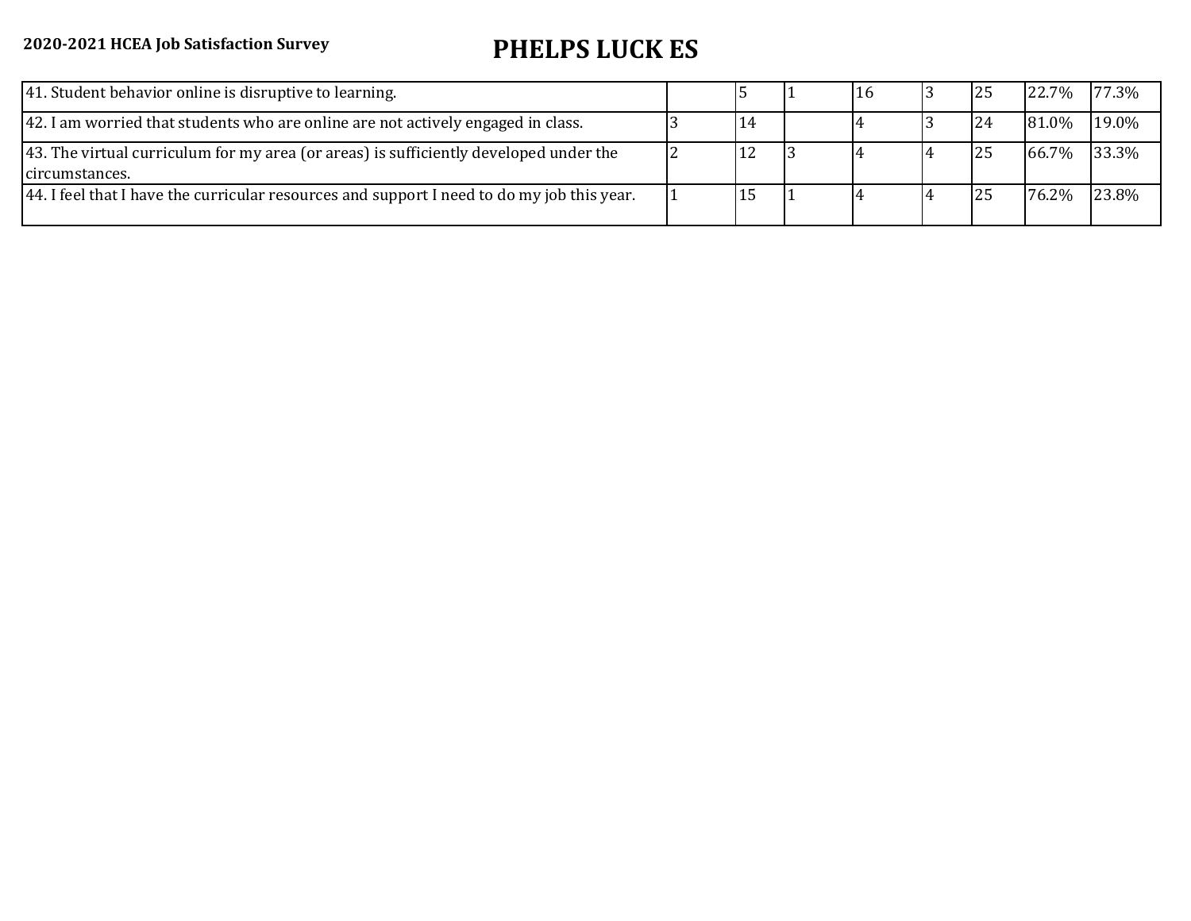| | | | | | | | | |
|---|---|---|---|---|---|---|---|---|
| 41. Student behavior online is disruptive to learning. | | 5 | 1 | 16 | 3 | 25 | 22.7% | 77.3% |
| 42. I am worried that students who are online are not actively engaged in class. | 3 | 14 | | 4 | 3 | 24 | 81.0% | 19.0% |
| 43. The virtual curriculum for my area (or areas) is sufficiently developed under the circumstances. | 2 | 12 | 3 | 4 | 4 | 25 | 66.7% | 33.3% |
| 44. I feel that I have the curricular resources and support I need to do my job this year. | 1 | 15 | 1 | 4 | 4 | 25 | 76.2% | 23.8% |